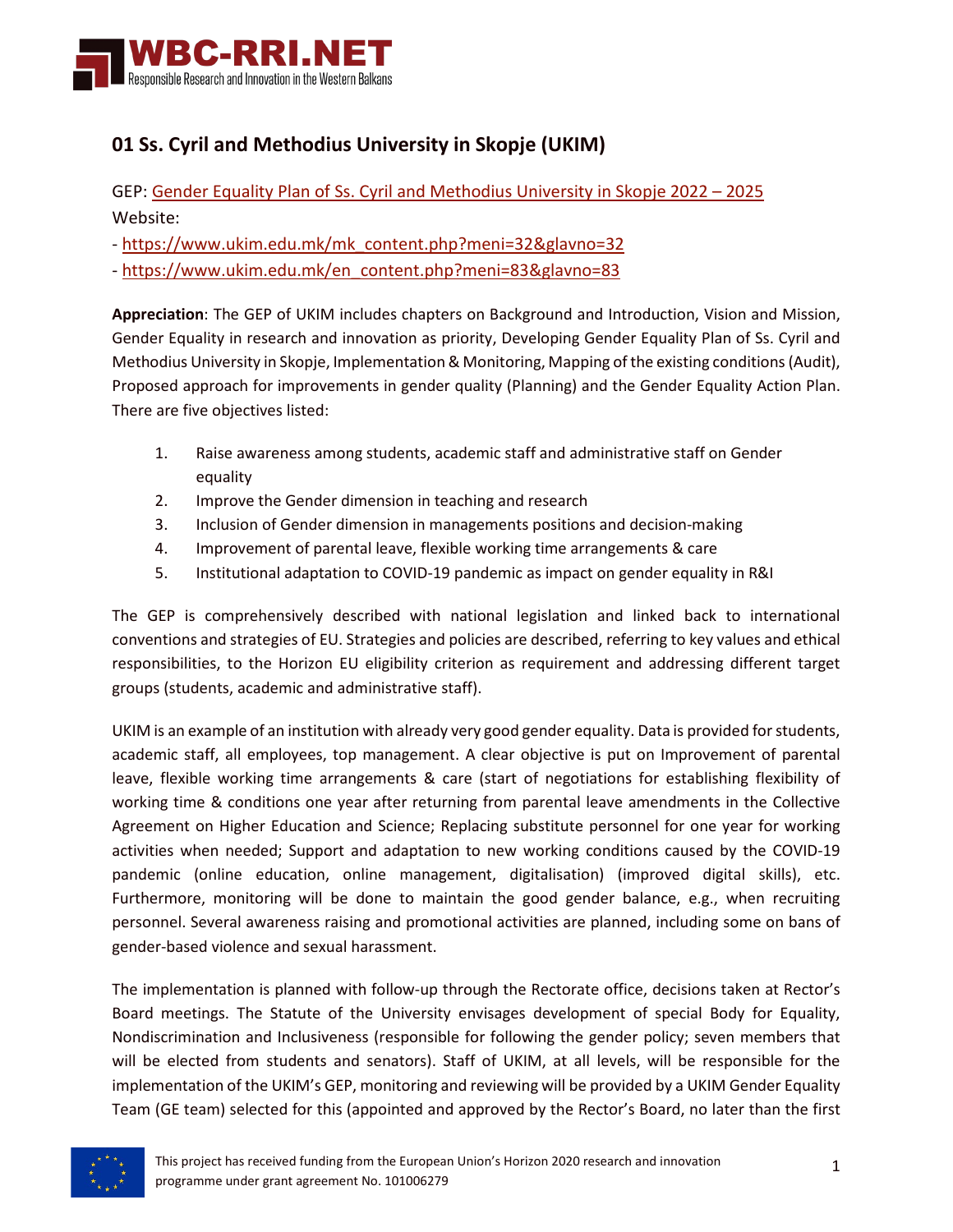## 01 Ss. Cyril and Methodius University in Skopje (UKIM)

GEP: [Gender Equality Plan of Ss. Cyril and Methodius University in Skopje 2022 – 2025]()
Website:

- https://www.ukim.edu.mk/mk_content.php?meni=32&glavno=32
- https://www.ukim.edu.mk/en_content.php?meni=83&glavno=83

**Appreciation**: The GEP of UKIM includes chapters on Background and Introduction, Vision and Mission, Gender Equality in research and innovation as priority, Developing Gender Equality Plan of Ss. Cyril and Methodius University in Skopje, Implementation & Monitoring, Mapping of the existing conditions (Audit), Proposed approach for improvements in gender quality (Planning) and the Gender Equality Action Plan. There are five objectives listed:

1. Raise awareness among students, academic staff and administrative staff on Gender equality
2. Improve the Gender dimension in teaching and research
3. Inclusion of Gender dimension in managements positions and decision-making
4. Improvement of parental leave, flexible working time arrangements & care
5. Institutional adaptation to COVID-19 pandemic as impact on gender equality in R&I

The GEP is comprehensively described with national legislation and linked back to international conventions and strategies of EU. Strategies and policies are described, referring to key values and ethical responsibilities, to the Horizon EU eligibility criterion as requirement and addressing different target groups (students, academic and administrative staff).

UKIM is an example of an institution with already very good gender equality. Data is provided for students, academic staff, all employees, top management. A clear objective is put on Improvement of parental leave, flexible working time arrangements & care (start of negotiations for establishing flexibility of working time & conditions one year after returning from parental leave amendments in the Collective Agreement on Higher Education and Science; Replacing substitute personnel for one year for working activities when needed; Support and adaptation to new working conditions caused by the COVID-19 pandemic (online education, online management, digitalisation) (improved digital skills), etc. Furthermore, monitoring will be done to maintain the good gender balance, e.g., when recruiting personnel. Several awareness raising and promotional activities are planned, including some on bans of gender-based violence and sexual harassment.

The implementation is planned with follow-up through the Rectorate office, decisions taken at Rector's Board meetings. The Statute of the University envisages development of special Body for Equality, Nondiscrimination and Inclusiveness (responsible for following the gender policy; seven members that will be elected from students and senators). Staff of UKIM, at all levels, will be responsible for the implementation of the UKIM's GEP, monitoring and reviewing will be provided by a UKIM Gender Equality Team (GE team) selected for this (appointed and approved by the Rector's Board, no later than the first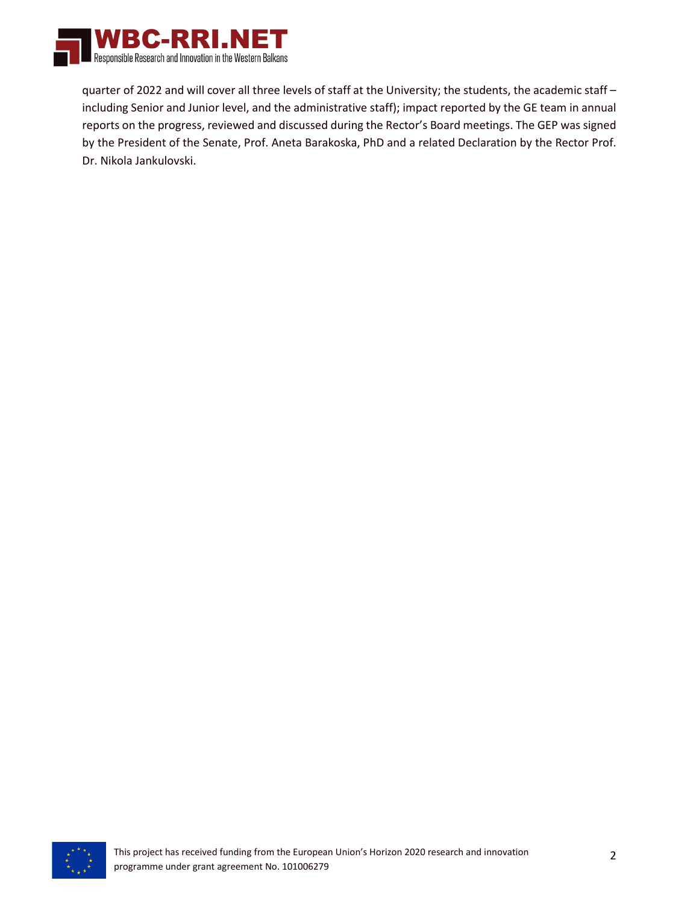quarter of 2022 and will cover all three levels of staff at the University; the students, the academic staff – including Senior and Junior level, and the administrative staff); impact reported by the GE team in annual reports on the progress, reviewed and discussed during the Rector's Board meetings. The GEP was signed by the President of the Senate, Prof. Aneta Barakoska, PhD and a related Declaration by the Rector Prof. Dr. Nikola Jankulovski.